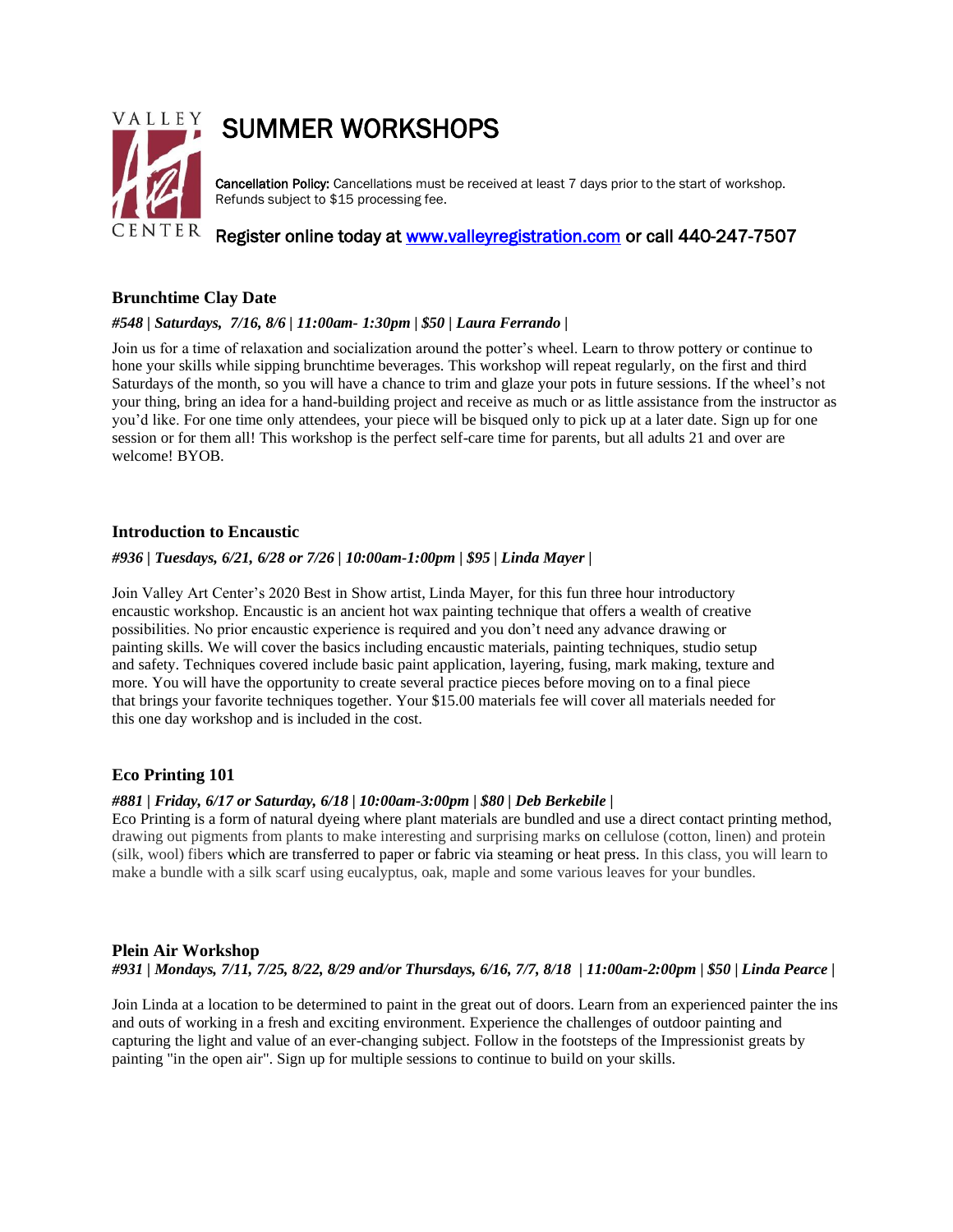# SUMMER WORKSHOPS

VALLEY Art CENTER

**Cancellation Policy:** Cancellations must be received at least 7 days prior to the start of workshop. Refunds subject to $15 processing fee.

Register online today at [www.valleyregistration.com](http://www.valleyregistration.com) or call 440-247-7507

### Brunchtime Clay Date

***#548 | Saturdays, 7/16, 8/6 | 11:00am- 1:30pm | $50 | Laura Ferrando |***

Join us for a time of relaxation and socialization around the potter's wheel. Learn to throw pottery or continue to hone your skills while sipping brunchtime beverages. This workshop will repeat regularly, on the first and third Saturdays of the month, so you will have a chance to trim and glaze your pots in future sessions. If the wheel's not your thing, bring an idea for a hand-building project and receive as much or as little assistance from the instructor as you'd like. For one time only attendees, your piece will be bisqued only to pick up at a later date. Sign up for one session or for them all! This workshop is the perfect self-care time for parents, but all adults 21 and over are welcome! BYOB.

### Introduction to Encaustic

***#936 | Tuesdays, 6/21, 6/28 or 7/26 | 10:00am-1:00pm | $95 | Linda Mayer |***

Join Valley Art Center's 2020 Best in Show artist, Linda Mayer, for this fun three hour introductory encaustic workshop. Encaustic is an ancient hot wax painting technique that offers a wealth of creative possibilities. No prior encaustic experience is required and you don't need any advance drawing or painting skills. We will cover the basics including encaustic materials, painting techniques, studio setup and safety. Techniques covered include basic paint application, layering, fusing, mark making, texture and more. You will have the opportunity to create several practice pieces before moving on to a final piece that brings your favorite techniques together. Your $15.00 materials fee will cover all materials needed for this one day workshop and is included in the cost.

### Eco Printing 101

***#881 | Friday, 6/17 or Saturday, 6/18 | 10:00am-3:00pm | $80 | Deb Berkebile |***

Eco Printing is a form of natural dyeing where plant materials are bundled and use a direct contact printing method, drawing out pigments from plants to make interesting and surprising marks on cellulose (cotton, linen) and protein (silk, wool) fibers which are transferred to paper or fabric via steaming or heat press. In this class, you will learn to make a bundle with a silk scarf using eucalyptus, oak, maple and some various leaves for your bundles.

### Plein Air Workshop

***#931 | Mondays, 7/11, 7/25, 8/22, 8/29 and/or Thursdays, 6/16, 7/7, 8/18 | 11:00am-2:00pm | $50 | Linda Pearce |***

Join Linda at a location to be determined to paint in the great out of doors. Learn from an experienced painter the ins and outs of working in a fresh and exciting environment. Experience the challenges of outdoor painting and capturing the light and value of an ever-changing subject. Follow in the footsteps of the Impressionist greats by painting "in the open air". Sign up for multiple sessions to continue to build on your skills.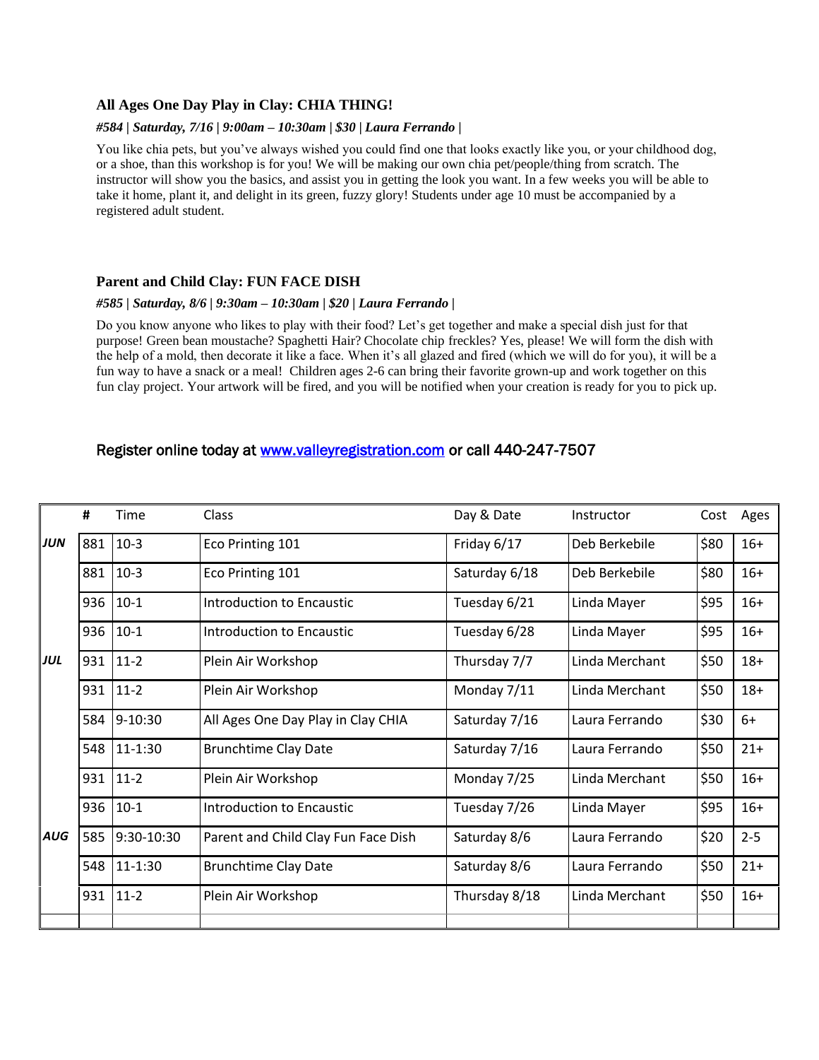### All Ages One Day Play in Clay: CHIA THING!

***#584 | Saturday, 7/16 | 9:00am – 10:30am | $30 | Laura Ferrando |***

You like chia pets, but you've always wished you could find one that looks exactly like you, or your childhood dog, or a shoe, than this workshop is for you! We will be making our own chia pet/people/thing from scratch. The instructor will show you the basics, and assist you in getting the look you want. In a few weeks you will be able to take it home, plant it, and delight in its green, fuzzy glory! Students under age 10 must be accompanied by a registered adult student.

### Parent and Child Clay: FUN FACE DISH

***#585 | Saturday, 8/6 | 9:30am – 10:30am | $20 | Laura Ferrando |***

Do you know anyone who likes to play with their food? Let's get together and make a special dish just for that purpose! Green bean moustache? Spaghetti Hair? Chocolate chip freckles? Yes, please! We will form the dish with the help of a mold, then decorate it like a face. When it's all glazed and fired (which we will do for you), it will be a fun way to have a snack or a meal! Children ages 2-6 can bring their favorite grown-up and work together on this fun clay project. Your artwork will be fired, and you will be notified when your creation is ready for you to pick up.

Register online today at [www.valleyregistration.com](http://www.valleyregistration.com) or call 440-247-7507

| | # | Time | Class | Day & Date | Instructor | Cost | Ages |
|---|---|---|---|---|---|---|---|
| ***JUN*** | 881 | 10-3 | Eco Printing 101 | Friday 6/17 | Deb Berkebile | $80 | 16+ |
| | 881 | 10-3 | Eco Printing 101 | Saturday 6/18 | Deb Berkebile | $80 | 16+ |
| | 936 | 10-1 | Introduction to Encaustic | Tuesday 6/21 | Linda Mayer | $95 | 16+ |
| | 936 | 10-1 | Introduction to Encaustic | Tuesday 6/28 | Linda Mayer | $95 | 16+ |
| ***JUL*** | 931 | 11-2 | Plein Air Workshop | Thursday 7/7 | Linda Merchant | $50 | 18+ |
| | 931 | 11-2 | Plein Air Workshop | Monday 7/11 | Linda Merchant | $50 | 18+ |
| | 584 | 9-10:30 | All Ages One Day Play in Clay CHIA | Saturday 7/16 | Laura Ferrando | $30 | 6+ |
| | 548 | 11-1:30 | Brunchtime Clay Date | Saturday 7/16 | Laura Ferrando | $50 | 21+ |
| | 931 | 11-2 | Plein Air Workshop | Monday 7/25 | Linda Merchant | $50 | 16+ |
| | 936 | 10-1 | Introduction to Encaustic | Tuesday 7/26 | Linda Mayer | $95 | 16+ |
| ***AUG*** | 585 | 9:30-10:30 | Parent and Child Clay Fun Face Dish | Saturday 8/6 | Laura Ferrando | $20 | 2-5 |
| | 548 | 11-1:30 | Brunchtime Clay Date | Saturday 8/6 | Laura Ferrando | $50 | 21+ |
| | 931 | 11-2 | Plein Air Workshop | Thursday 8/18 | Linda Merchant | $50 | 16+ |